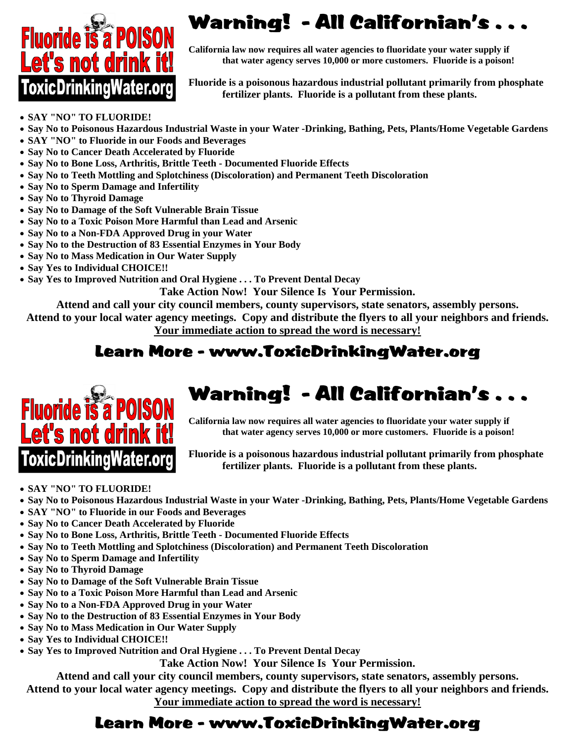**Fluoride is a POISON**
**Let's not drink it!**
**ToxicDrinkingWater.org**

# Warning! - All Californian's . . .

**California law now requires all water agencies to fluoridate your water supply if that water agency serves 10,000 or more customers. Fluoride is a poison!**

**Fluoride is a poisonous hazardous industrial pollutant primarily from phosphate fertilizer plants. Fluoride is a pollutant from these plants.**

- **SAY "NO" TO FLUORIDE!**
- **Say No to Poisonous Hazardous Industrial Waste in your Water -Drinking, Bathing, Pets, Plants/Home Vegetable Gardens**
- **SAY "NO" to Fluoride in our Foods and Beverages**
- **Say No to Cancer Death Accelerated by Fluoride**
- **Say No to Bone Loss, Arthritis, Brittle Teeth - Documented Fluoride Effects**
- **Say No to Teeth Mottling and Splotchiness (Discoloration) and Permanent Teeth Discoloration**
- **Say No to Sperm Damage and Infertility**
- **Say No to Thyroid Damage**
- **Say No to Damage of the Soft Vulnerable Brain Tissue**
- **Say No to a Toxic Poison More Harmful than Lead and Arsenic**
- **Say No to a Non-FDA Approved Drug in your Water**
- **Say No to the Destruction of 83 Essential Enzymes in Your Body**
- **Say No to Mass Medication in Our Water Supply**
- **Say Yes to Individual CHOICE!!**
- **Say Yes to Improved Nutrition and Oral Hygiene . . . To Prevent Dental Decay**

**Take Action Now! Your Silence Is Your Permission.**

**Attend and call your city council members, county supervisors, state senators, assembly persons.**
**Attend to your local water agency meetings. Copy and distribute the flyers to all your neighbors and friends.**
**<u>Your immediate action to spread the word is necessary!</u>**

## Learn More - www.ToxicDrinkingWater.org

---

**Fluoride is a POISON**
**Let's not drink it!**
**ToxicDrinkingWater.org**

# Warning! - All Californian's . . .

**California law now requires all water agencies to fluoridate your water supply if that water agency serves 10,000 or more customers. Fluoride is a poison!**

**Fluoride is a poisonous hazardous industrial pollutant primarily from phosphate fertilizer plants. Fluoride is a pollutant from these plants.**

- **SAY "NO" TO FLUORIDE!**
- **Say No to Poisonous Hazardous Industrial Waste in your Water -Drinking, Bathing, Pets, Plants/Home Vegetable Gardens**
- **SAY "NO" to Fluoride in our Foods and Beverages**
- **Say No to Cancer Death Accelerated by Fluoride**
- **Say No to Bone Loss, Arthritis, Brittle Teeth - Documented Fluoride Effects**
- **Say No to Teeth Mottling and Splotchiness (Discoloration) and Permanent Teeth Discoloration**
- **Say No to Sperm Damage and Infertility**
- **Say No to Thyroid Damage**
- **Say No to Damage of the Soft Vulnerable Brain Tissue**
- **Say No to a Toxic Poison More Harmful than Lead and Arsenic**
- **Say No to a Non-FDA Approved Drug in your Water**
- **Say No to the Destruction of 83 Essential Enzymes in Your Body**
- **Say No to Mass Medication in Our Water Supply**
- **Say Yes to Individual CHOICE!!**
- **Say Yes to Improved Nutrition and Oral Hygiene . . . To Prevent Dental Decay**

**Take Action Now! Your Silence Is Your Permission.**

**Attend and call your city council members, county supervisors, state senators, assembly persons.**
**Attend to your local water agency meetings. Copy and distribute the flyers to all your neighbors and friends.**
**<u>Your immediate action to spread the word is necessary!</u>**

## Learn More - www.ToxicDrinkingWater.org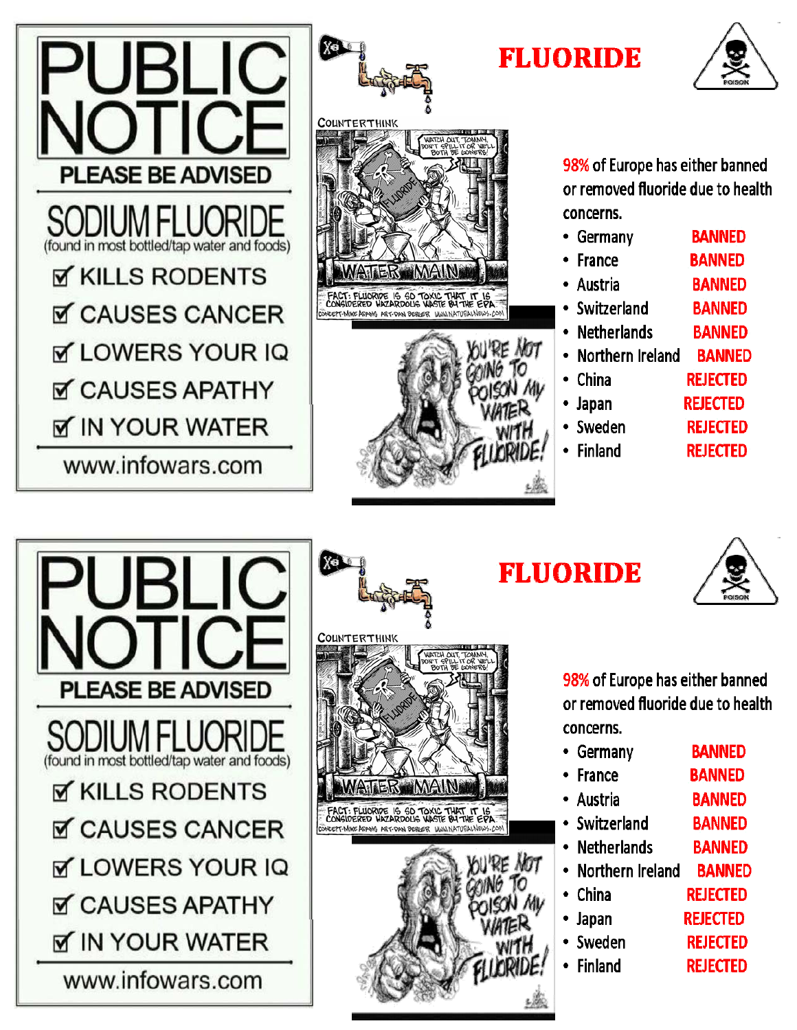# PUBLIC NOTICE

**PLEASE BE ADVISED**

## SODIUM FLUORIDE

(found in most bottled/tap water and foods)

- ☑ KILLS RODENTS
- ☑ CAUSES CANCER
- ☑ LOWERS YOUR IQ
- ☑ CAUSES APATHY
- ☑ IN YOUR WATER

www.infowars.com

# FLUORIDE

POISON

COUNTERTHINK

WATCH OUT, TOMMY, DON'T SPILL IT OR WE'LL BOTH BE GONERS!

FLUORIDE

WATER MAIN

FACT: FLUORIDE IS SO TOXIC THAT IT IS CONSIDERED HAZARDOUS WASTE BY THE EPA

CONCEPT-MIKE ADAMS ART-DAN BERGER WWW.NATURALNEWS.COM

YOU'RE NOT GOING TO POISON MY WATER WITH FLUORIDE!

98% of Europe has either banned or removed fluoride due to health concerns.

- Germany BANNED
- France BANNED
- Austria BANNED
- Switzerland BANNED
- Netherlands BANNED
- Northern Ireland BANNED
- China REJECTED
- Japan REJECTED
- Sweden REJECTED
- Finland REJECTED

# PUBLIC NOTICE

**PLEASE BE ADVISED**

## SODIUM FLUORIDE

(found in most bottled/tap water and foods)

- ☑ KILLS RODENTS
- ☑ CAUSES CANCER
- ☑ LOWERS YOUR IQ
- ☑ CAUSES APATHY
- ☑ IN YOUR WATER

www.infowars.com

# FLUORIDE

POISON

COUNTERTHINK

WATCH OUT, TOMMY, DON'T SPILL IT OR WE'LL BOTH BE GONERS!

FLUORIDE

WATER MAIN

FACT: FLUORIDE IS SO TOXIC THAT IT IS CONSIDERED HAZARDOUS WASTE BY THE EPA

CONCEPT-MIKE ADAMS ART-DAN BERGER WWW.NATURALNEWS.COM

YOU'RE NOT GOING TO POISON MY WATER WITH FLUORIDE!

98% of Europe has either banned or removed fluoride due to health concerns.

- Germany BANNED
- France BANNED
- Austria BANNED
- Switzerland BANNED
- Netherlands BANNED
- Northern Ireland BANNED
- China REJECTED
- Japan REJECTED
- Sweden REJECTED
- Finland REJECTED